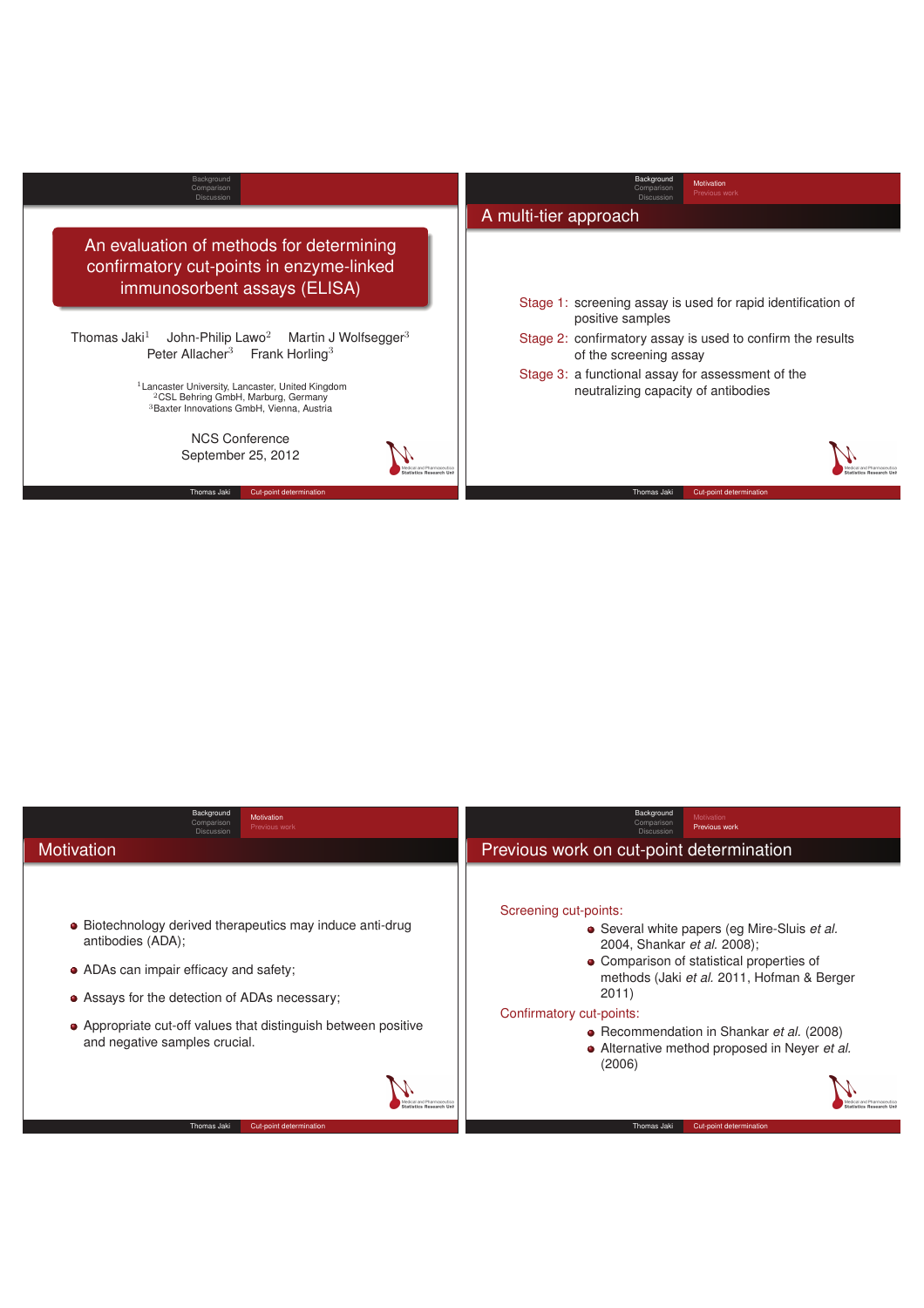# An evaluation of methods for determining confirmatory cut-points in enzyme-linked immunosorbent assays (ELISA)

Thomas Jaki[1] John-Philip Lawo[2] Martin J Wolfsegger[3] Peter Allacher[3] Frank Horling[3]

[1]Lancaster University, Lancaster, United Kingdom
[2]CSL Behring GmbH, Marburg, Germany
[3]Baxter Innovations GmbH, Vienna, Austria

NCS Conference
September 25, 2012

## A multi-tier approach

Stage 1: screening assay is used for rapid identification of positive samples

Stage 2: confirmatory assay is used to confirm the results of the screening assay

Stage 3: a functional assay for assessment of the neutralizing capacity of antibodies

## Motivation

- Biotechnology derived therapeutics may induce anti-drug antibodies (ADA);
- ADAs can impair efficacy and safety;
- Assays for the detection of ADAs necessary;
- Appropriate cut-off values that distinguish between positive and negative samples crucial.

## Previous work on cut-point determination

Screening cut-points:

- Several white papers (eg Mire-Sluis *et al.* 2004, Shankar *et al.* 2008);
- Comparison of statistical properties of methods (Jaki *et al.* 2011, Hofman & Berger 2011)

Confirmatory cut-points:

- Recommendation in Shankar *et al.* (2008)
- Alternative method proposed in Neyer *et al.* (2006)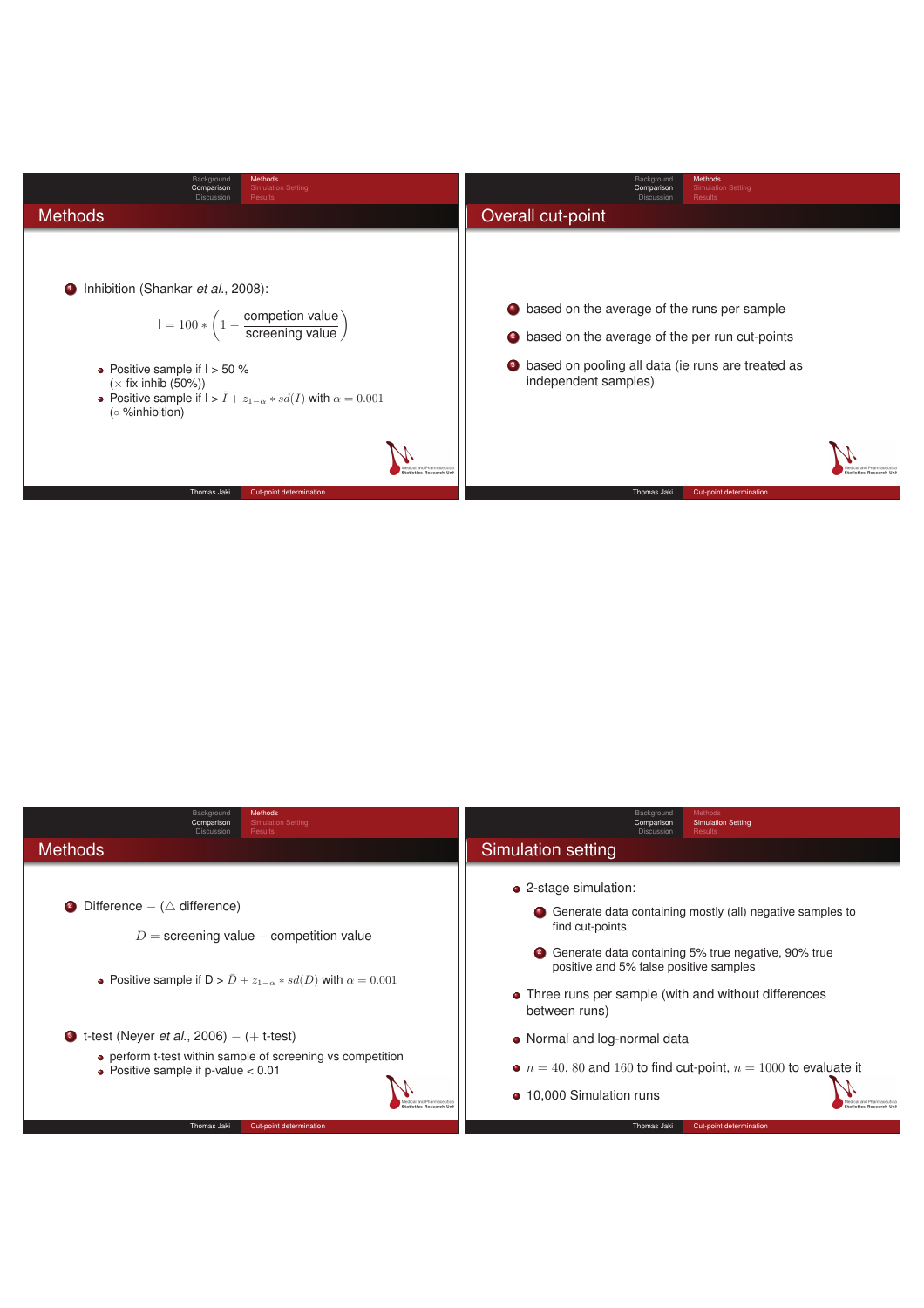## Methods

1. Inhibition (Shankar *et al.*, 2008):

$$\text{I} = 100 * \left(1 - \frac{\text{competion value}}{\text{screening value}}\right)$$

- Positive sample if I > 50 % ($\times$ fix inhib (50%))
- Positive sample if I > $\bar{I} + z_{1-\alpha} * sd(I)$ with $\alpha = 0.001$ ($\circ$ %inhibition)

## Overall cut-point

1. based on the average of the runs per sample
2. based on the average of the per run cut-points
3. based on pooling all data (ie runs are treated as independent samples)

## Methods

2. Difference – ($\triangle$ difference)

$$D = \text{screening value} - \text{competition value}$$

- Positive sample if D > $\bar{D} + z_{1-\alpha} * sd(D)$ with $\alpha = 0.001$

3. t-test (Neyer *et al.*, 2006) – (+ t-test)
   - perform t-test within sample of screening vs competition
   - Positive sample if p-value < 0.01

## Simulation setting

- 2-stage simulation:
  1. Generate data containing mostly (all) negative samples to find cut-points
  2. Generate data containing 5% true negative, 90% true positive and 5% false positive samples
- Three runs per sample (with and without differences between runs)
- Normal and log-normal data
- $n = 40, 80$ and $160$ to find cut-point, $n = 1000$ to evaluate it
- 10,000 Simulation runs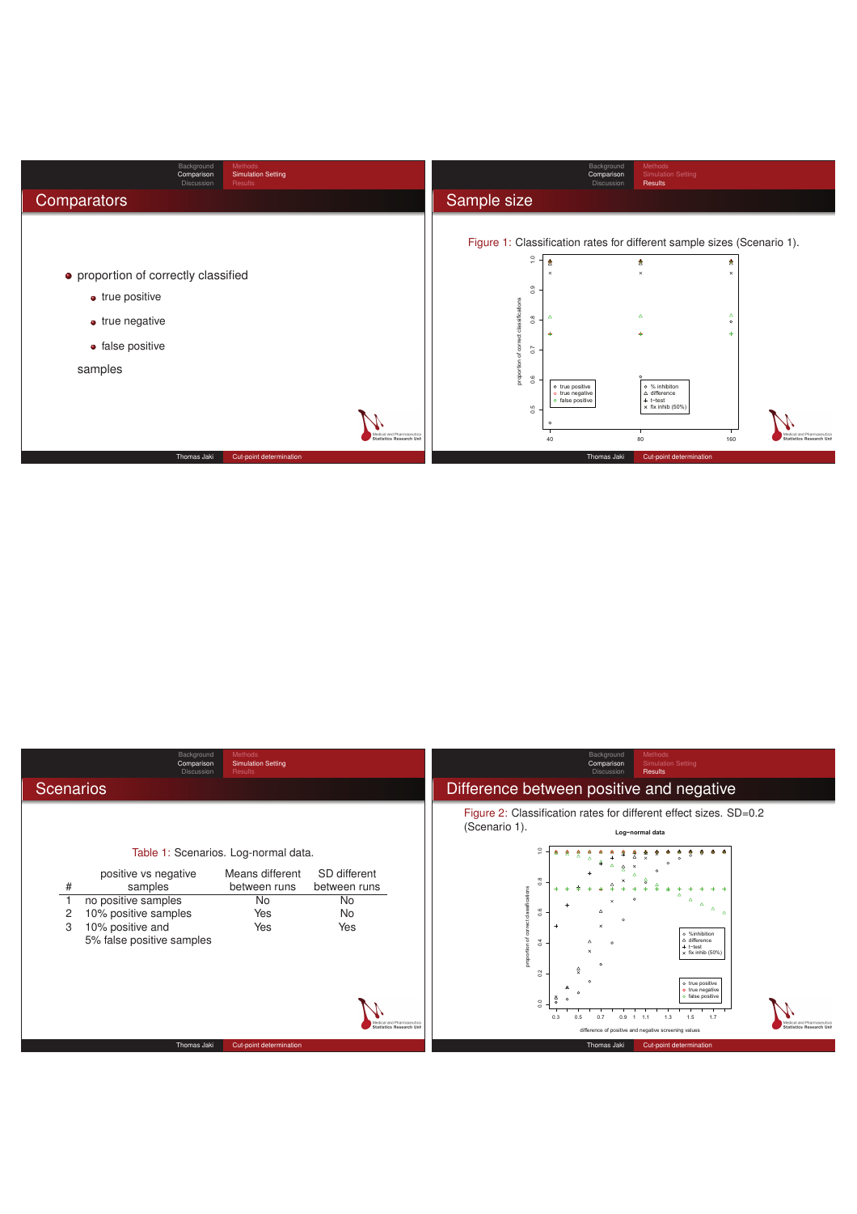## Comparators

- proportion of correctly classified
  - true positive
  - true negative
  - false positive

  samples

## Sample size

Figure 1: Classification rates for different sample sizes (Scenario 1).

## Scenarios

Table 1: Scenarios. Log-normal data.

| # | positive vs negative samples | Means different between runs | SD different between runs |
|---|---|---|---|
| 1 | no positive samples | No | No |
| 2 | 10% positive samples | Yes | No |
| 3 | 10% positive and 5% false positive samples | Yes | Yes |

## Difference between positive and negative

Figure 2: Classification rates for different effect sizes. SD=0.2 (Scenario 1).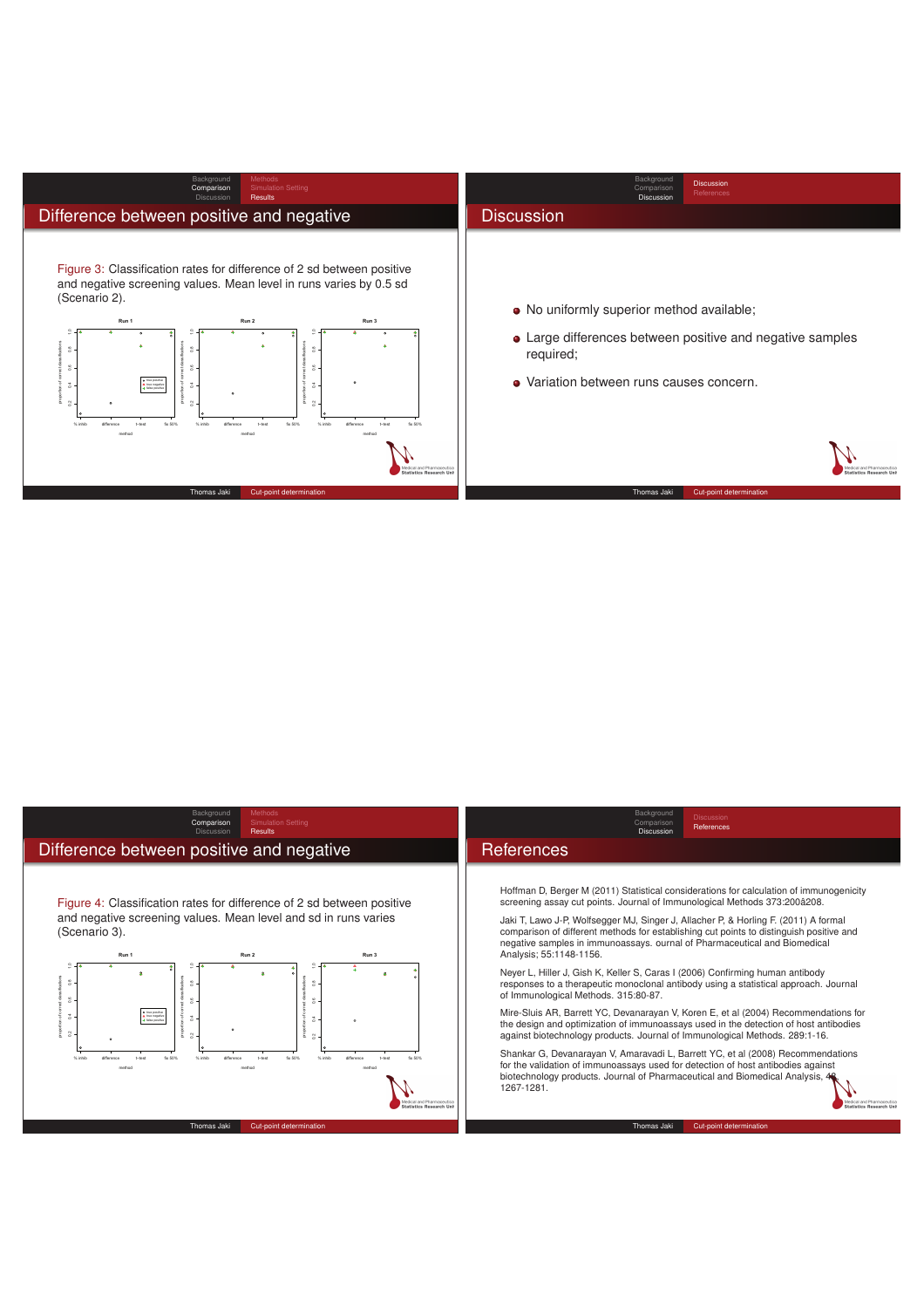## Difference between positive and negative

Figure 3: Classification rates for difference of 2 sd between positive and negative screening values. Mean level in runs varies by 0.5 sd (Scenario 2).

Run 1
Run 2
Run 3

proportion of correct classifications
1.0
0.8
0.6
0.4
0.2

% inhib
difference
t-test
% 50%
method

true positive
true negative
false positive

## Discussion

- No uniformly superior method available;
- Large differences between positive and negative samples required;
- Variation between runs causes concern.

## Difference between positive and negative

Figure 4: Classification rates for difference of 2 sd between positive and negative screening values. Mean level and sd in runs varies (Scenario 3).

Run 1
Run 2
Run 3

proportion of correct classifications
1.0
0.8
0.6
0.4
0.2

% inhib
difference
t-test
% 50%
method

true positive
true negative
false positive

## References

Hoffman D, Berger M (2011) Statistical considerations for calculation of immunogenicity screening assay cut points. Journal of Immunological Methods 373:200â208.

Jaki T, Lawo J-P, Wolfsegger MJ, Singer J, Allacher P, & Horling F. (2011) A formal comparison of different methods for establishing cut points to distinguish positive and negative samples in immunoassays. ournal of Pharmaceutical and Biomedical Analysis; 55:1148-1156.

Neyer L, Hiller J, Gish K, Keller S, Caras I (2006) Confirming human antibody responses to a therapeutic monoclonal antibody using a statistical approach. Journal of Immunological Methods. 315:80-87.

Mire-Sluis AR, Barrett YC, Devanarayan V, Koren E, et al (2004) Recommendations for the design and optimization of immunoassays used in the detection of host antibodies against biotechnology products. Journal of Immunological Methods. 289:1-16.

Shankar G, Devanarayan V, Amaravadi L, Barrett YC, et al (2008) Recommendations for the validation of immunoassays used for detection of host antibodies against biotechnology products. Journal of Pharmaceutical and Biomedical Analysis, 48, 1267-1281.